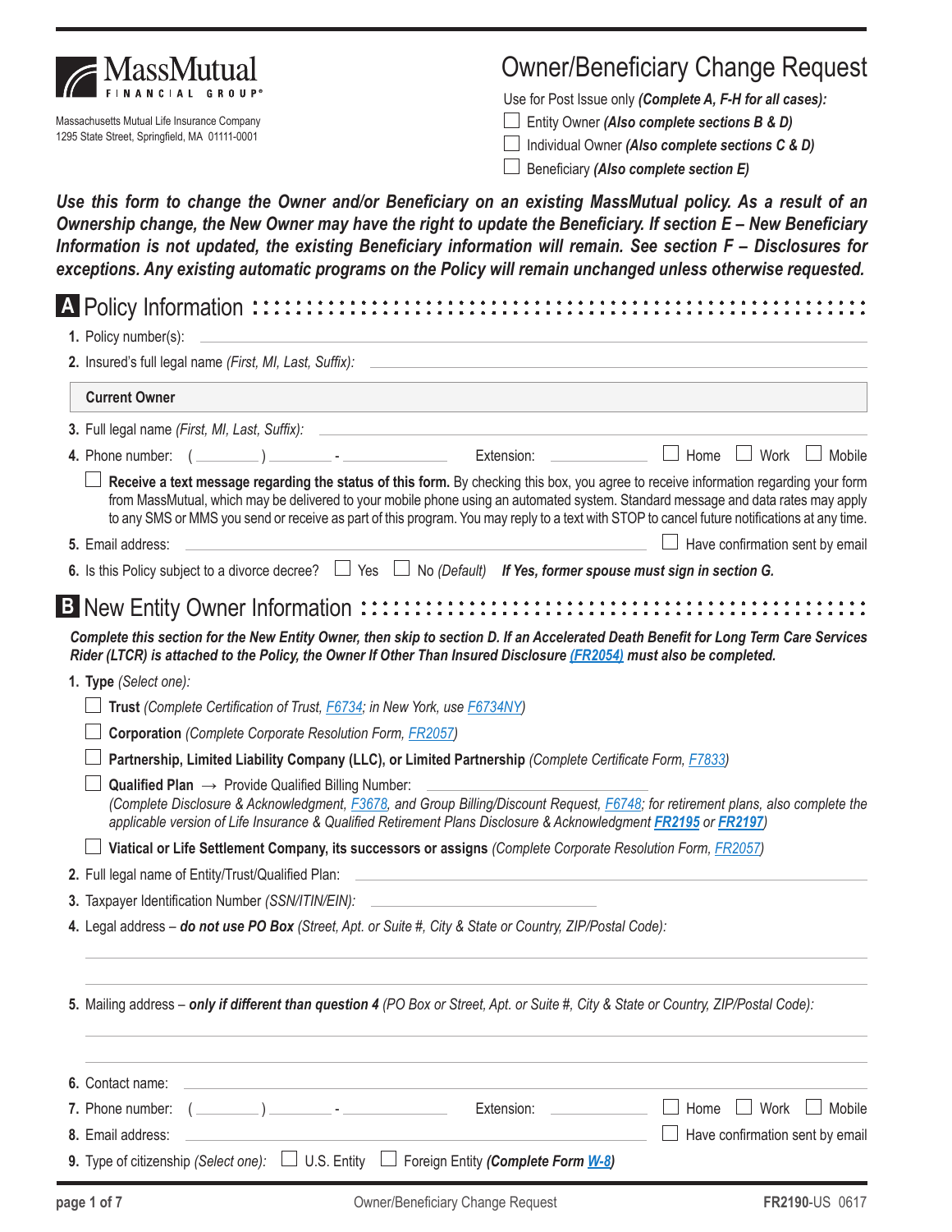MassMutual FINANCIAL GROUP®

Massachusetts Mutual Life Insurance Company
1295 State Street, Springfield, MA 01111-0001

# Owner/Beneficiary Change Request

Use for Post Issue only ***(Complete A, F-H for all cases):***

☐ Entity Owner ***(Also complete sections B & D)***

☐ Individual Owner ***(Also complete sections C & D)***

☐ Beneficiary ***(Also complete section E)***

***Use this form to change the Owner and/or Beneficiary on an existing MassMutual policy. As a result of an Ownership change, the New Owner may have the right to update the Beneficiary. If section E – New Beneficiary Information is not updated, the existing Beneficiary information will remain. See section F – Disclosures for exceptions. Any existing automatic programs on the Policy will remain unchanged unless otherwise requested.***

## A Policy Information

**1.** Policy number(s): ______

**2.** Insured's full legal name *(First, MI, Last, Suffix)*: ______

**Current Owner**

**3.** Full legal name *(First, MI, Last, Suffix)*: ______

**4.** Phone number: ( ______ ) ______ - ______ Extension: ______ ☐ Home ☐ Work ☐ Mobile

☐ **Receive a text message regarding the status of this form.** By checking this box, you agree to receive information regarding your form from MassMutual, which may be delivered to your mobile phone using an automated system. Standard message and data rates may apply to any SMS or MMS you send or receive as part of this program. You may reply to a text with STOP to cancel future notifications at any time.

**5.** Email address: ______ ☐ Have confirmation sent by email

**6.** Is this Policy subject to a divorce decree? ☐ Yes ☐ No *(Default)* ***If Yes, former spouse must sign in section G.***

## B New Entity Owner Information

***Complete this section for the New Entity Owner, then skip to section D. If an Accelerated Death Benefit for Long Term Care Services Rider (LTCR) is attached to the Policy, the Owner If Other Than Insured Disclosure (FR2054) must also be completed.***

**1. Type** *(Select one)*:

☐ **Trust** *(Complete Certification of Trust, F6734; in New York, use F6734NY)*

☐ **Corporation** *(Complete Corporate Resolution Form, FR2057)*

☐ **Partnership, Limited Liability Company (LLC), or Limited Partnership** *(Complete Certificate Form, F7833)*

☐ **Qualified Plan** → Provide Qualified Billing Number: ______
*(Complete Disclosure & Acknowledgment, F3678, and Group Billing/Discount Request, F6748; for retirement plans, also complete the applicable version of Life Insurance & Qualified Retirement Plans Disclosure & Acknowledgment **FR2195** or **FR2197**)*

☐ **Viatical or Life Settlement Company, its successors or assigns** *(Complete Corporate Resolution Form, FR2057)*

**2.** Full legal name of Entity/Trust/Qualified Plan: ______

**3.** Taxpayer Identification Number *(SSN/ITIN/EIN)*: ______

**4.** Legal address – ***do not use PO Box*** *(Street, Apt. or Suite #, City & State or Country, ZIP/Postal Code)*:

______

______

**5.** Mailing address – ***only if different than question 4*** *(PO Box or Street, Apt. or Suite #, City & State or Country, ZIP/Postal Code)*:

______

______

**6.** Contact name: ______

**7.** Phone number: ( ______ ) ______ - ______ Extension: ______ ☐ Home ☐ Work ☐ Mobile

**8.** Email address: ______ ☐ Have confirmation sent by email

**9.** Type of citizenship *(Select one)*: ☐ U.S. Entity ☐ Foreign Entity ***(Complete Form W-8)***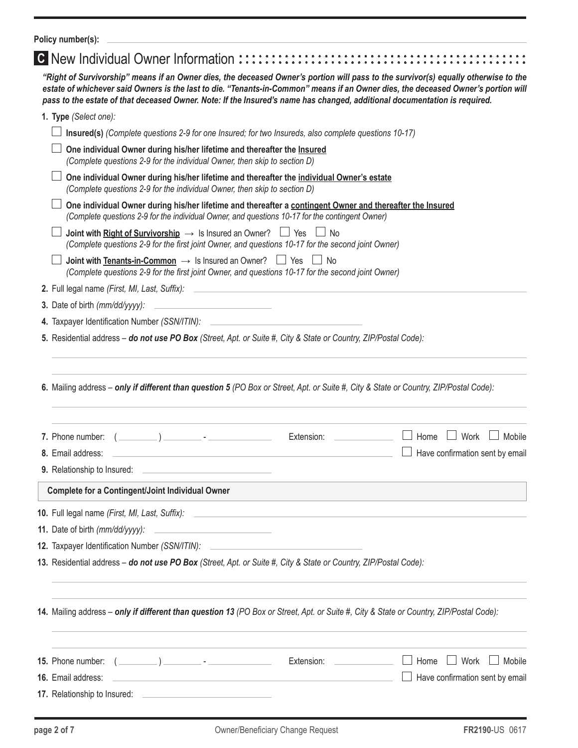Policy number(s): \_\_\_\_\_\_\_\_\_\_\_\_\_\_\_\_\_\_\_\_

## C New Individual Owner Information

***"Right of Survivorship" means if an Owner dies, the deceased Owner's portion will pass to the survivor(s) equally otherwise to the estate of whichever said Owners is the last to die. "Tenants-in-Common" means if an Owner dies, the deceased Owner's portion will pass to the estate of that deceased Owner. Note: If the Insured's name has changed, additional documentation is required.***

**1. Type** *(Select one):*

- ☐ **Insured(s)** *(Complete questions 2-9 for one Insured; for two Insureds, also complete questions 10-17)*
- ☐ **One individual Owner during his/her lifetime and thereafter the Insured** *(Complete questions 2-9 for the individual Owner, then skip to section D)*
- ☐ **One individual Owner during his/her lifetime and thereafter the individual Owner's estate** *(Complete questions 2-9 for the individual Owner, then skip to section D)*
- ☐ **One individual Owner during his/her lifetime and thereafter a contingent Owner and thereafter the Insured** *(Complete questions 2-9 for the individual Owner, and questions 10-17 for the contingent Owner)*
- ☐ **Joint with Right of Survivorship** → Is Insured an Owner? ☐ Yes ☐ No *(Complete questions 2-9 for the first joint Owner, and questions 10-17 for the second joint Owner)*
- ☐ **Joint with Tenants-in-Common** → Is Insured an Owner? ☐ Yes ☐ No *(Complete questions 2-9 for the first joint Owner, and questions 10-17 for the second joint Owner)*

**2.** Full legal name *(First, MI, Last, Suffix):* \_\_\_\_\_\_\_\_\_\_\_\_\_\_\_\_\_\_\_\_

**3.** Date of birth *(mm/dd/yyyy):* \_\_\_\_\_\_\_\_\_\_\_\_\_\_\_\_\_\_\_\_

**4.** Taxpayer Identification Number *(SSN/ITIN):* \_\_\_\_\_\_\_\_\_\_\_\_\_\_\_\_\_\_\_\_

**5.** Residential address – ***do not use PO Box*** *(Street, Apt. or Suite #, City & State or Country, ZIP/Postal Code):*

\_\_\_\_\_\_\_\_\_\_\_\_\_\_\_\_\_\_\_\_

**6.** Mailing address – ***only if different than question 5*** *(PO Box or Street, Apt. or Suite #, City & State or Country, ZIP/Postal Code):*

\_\_\_\_\_\_\_\_\_\_\_\_\_\_\_\_\_\_\_\_

**7.** Phone number: ( \_\_\_\_\_ ) \_\_\_\_\_ - \_\_\_\_\_\_ Extension: \_\_\_\_\_\_ ☐ Home ☐ Work ☐ Mobile

**8.** Email address: \_\_\_\_\_\_\_\_\_\_\_\_\_\_\_\_\_\_\_\_ ☐ Have confirmation sent by email

**9.** Relationship to Insured: \_\_\_\_\_\_\_\_\_\_\_\_\_\_\_\_\_\_\_\_

### Complete for a Contingent/Joint Individual Owner

**10.** Full legal name *(First, MI, Last, Suffix):* \_\_\_\_\_\_\_\_\_\_\_\_\_\_\_\_\_\_\_\_

**11.** Date of birth *(mm/dd/yyyy):* \_\_\_\_\_\_\_\_\_\_\_\_\_\_\_\_\_\_\_\_

**12.** Taxpayer Identification Number *(SSN/ITIN):* \_\_\_\_\_\_\_\_\_\_\_\_\_\_\_\_\_\_\_\_

**13.** Residential address – ***do not use PO Box*** *(Street, Apt. or Suite #, City & State or Country, ZIP/Postal Code):*

\_\_\_\_\_\_\_\_\_\_\_\_\_\_\_\_\_\_\_\_

**14.** Mailing address – ***only if different than question 13*** *(PO Box or Street, Apt. or Suite #, City & State or Country, ZIP/Postal Code):*

\_\_\_\_\_\_\_\_\_\_\_\_\_\_\_\_\_\_\_\_

**15.** Phone number: ( \_\_\_\_\_ ) \_\_\_\_\_ - \_\_\_\_\_\_ Extension: \_\_\_\_\_\_ ☐ Home ☐ Work ☐ Mobile

**16.** Email address: \_\_\_\_\_\_\_\_\_\_\_\_\_\_\_\_\_\_\_\_ ☐ Have confirmation sent by email

**17.** Relationship to Insured: \_\_\_\_\_\_\_\_\_\_\_\_\_\_\_\_\_\_\_\_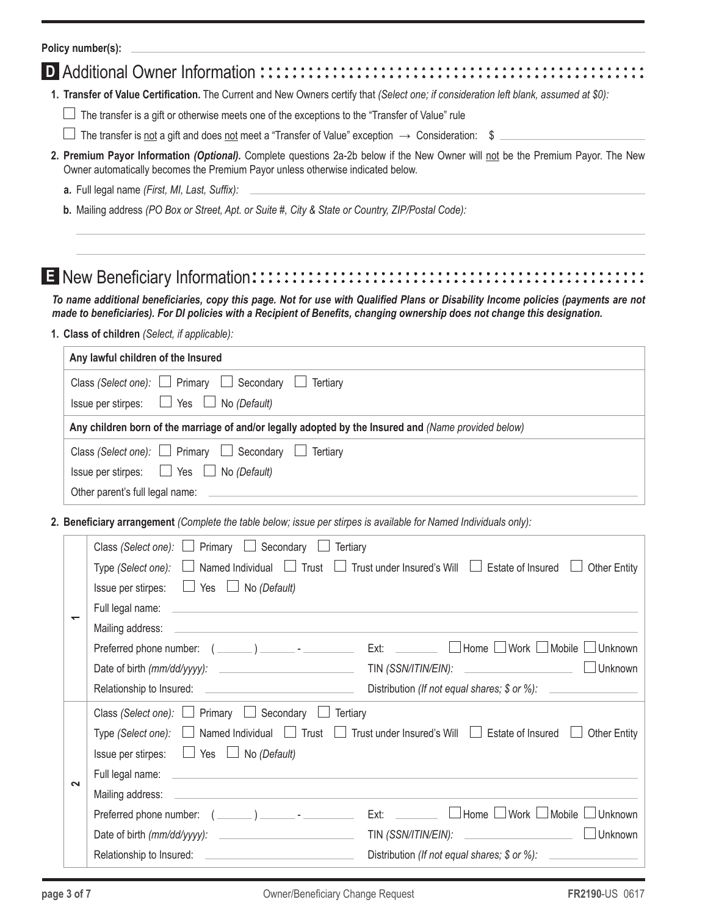Policy number(s): ______________________

## D Additional Owner Information

**1. Transfer of Value Certification.** The Current and New Owners certify that *(Select one; if consideration left blank, assumed at $0):*

☐ The transfer is a gift or otherwise meets one of the exceptions to the "Transfer of Value" rule

☐ The transfer is not a gift and does not meet a "Transfer of Value" exception → Consideration: $ ______________________

**2. Premium Payor Information *(Optional).*** Complete questions 2a-2b below if the New Owner will not be the Premium Payor. The New Owner automatically becomes the Premium Payor unless otherwise indicated below.

**a.** Full legal name *(First, MI, Last, Suffix):* ______________________

**b.** Mailing address *(PO Box or Street, Apt. or Suite #, City & State or Country, ZIP/Postal Code):* ______________________

## E New Beneficiary Information

***To name additional beneficiaries, copy this page. Not for use with Qualified Plans or Disability Income policies (payments are not made to beneficiaries). For DI policies with a Recipient of Benefits, changing ownership does not change this designation.***

**1. Class of children** *(Select, if applicable):*

| **Any lawful children of the Insured** |
|---|
| Class *(Select one):* ☐ Primary ☐ Secondary ☐ Tertiary |
| Issue per stirpes: ☐ Yes ☐ No *(Default)* |
| **Any children born of the marriage of and/or legally adopted by the Insured and** *(Name provided below)* |
| Class *(Select one):* ☐ Primary ☐ Secondary ☐ Tertiary |
| Issue per stirpes: ☐ Yes ☐ No *(Default)* |
| Other parent's full legal name: ______________________ |

**2. Beneficiary arrangement** *(Complete the table below; issue per stirpes is available for Named Individuals only):*

| | | |
|---|---|---|
| 1 | Class *(Select one):* ☐ Primary ☐ Secondary ☐ Tertiary | |
| | Type *(Select one):* ☐ Named Individual ☐ Trust ☐ Trust under Insured's Will ☐ Estate of Insured ☐ Other Entity | |
| | Issue per stirpes: ☐ Yes ☐ No *(Default)* | |
| | Full legal name: ______________________ | |
| | Mailing address: ______________________ | |
| | Preferred phone number: ( ____ ) ____ - ______ | Ext: ______ ☐ Home ☐ Work ☐ Mobile ☐ Unknown |
| | Date of birth *(mm/dd/yyyy):* ______________ | TIN *(SSN/ITIN/EIN):* ______________ ☐ Unknown |
| | Relationship to Insured: ______________ | Distribution *(If not equal shares; $ or %):* ______________ |
| 2 | Class *(Select one):* ☐ Primary ☐ Secondary ☐ Tertiary | |
| | Type *(Select one):* ☐ Named Individual ☐ Trust ☐ Trust under Insured's Will ☐ Estate of Insured ☐ Other Entity | |
| | Issue per stirpes: ☐ Yes ☐ No *(Default)* | |
| | Full legal name: ______________________ | |
| | Mailing address: ______________________ | |
| | Preferred phone number: ( ____ ) ____ - ______ | Ext: ______ ☐ Home ☐ Work ☐ Mobile ☐ Unknown |
| | Date of birth *(mm/dd/yyyy):* ______________ | TIN *(SSN/ITIN/EIN):* ______________ ☐ Unknown |
| | Relationship to Insured: ______________ | Distribution *(If not equal shares; $ or %):* ______________ |

Owner/Beneficiary Change Request

FR2190-US 0617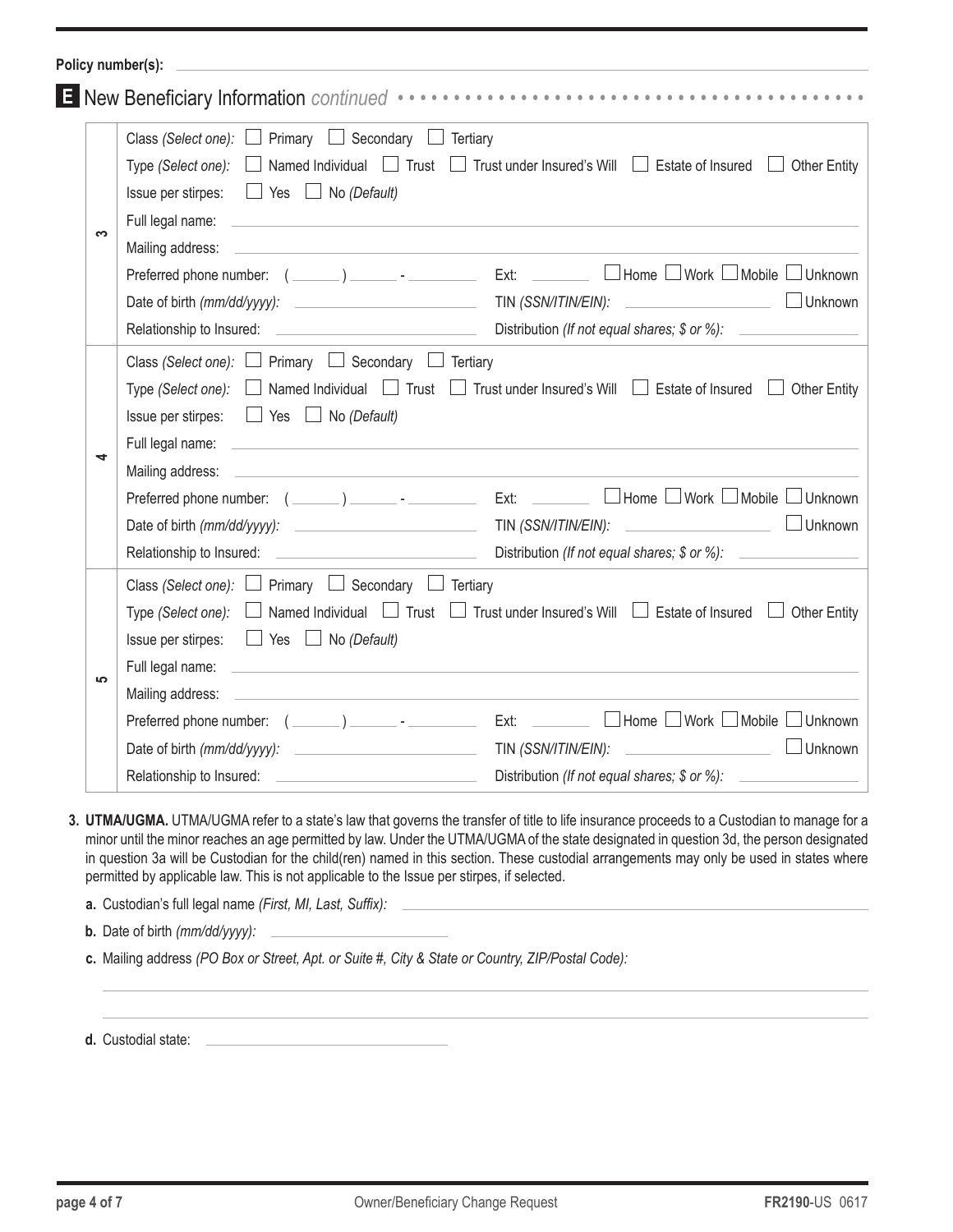Policy number(s): ______________________

## E New Beneficiary Information *continued*

**3**

Class *(Select one):* ☐ Primary ☐ Secondary ☐ Tertiary

Type *(Select one):* ☐ Named Individual ☐ Trust ☐ Trust under Insured's Will ☐ Estate of Insured ☐ Other Entity

Issue per stirpes: ☐ Yes ☐ No *(Default)*

Full legal name: ______________________

Mailing address: ______________________

Preferred phone number: ( ______ ) ______ - ________ Ext: ______ ☐ Home ☐ Work ☐ Mobile ☐ Unknown

Date of birth *(mm/dd/yyyy):* ______________ TIN *(SSN/ITIN/EIN):* ______________ ☐ Unknown

Relationship to Insured: ______________ Distribution *(If not equal shares; $ or %):* ______________

**4**

Class *(Select one):* ☐ Primary ☐ Secondary ☐ Tertiary

Type *(Select one):* ☐ Named Individual ☐ Trust ☐ Trust under Insured's Will ☐ Estate of Insured ☐ Other Entity

Issue per stirpes: ☐ Yes ☐ No *(Default)*

Full legal name: ______________________

Mailing address: ______________________

Preferred phone number: ( ______ ) ______ - ________ Ext: ______ ☐ Home ☐ Work ☐ Mobile ☐ Unknown

Date of birth *(mm/dd/yyyy):* ______________ TIN *(SSN/ITIN/EIN):* ______________ ☐ Unknown

Relationship to Insured: ______________ Distribution *(If not equal shares; $ or %):* ______________

**5**

Class *(Select one):* ☐ Primary ☐ Secondary ☐ Tertiary

Type *(Select one):* ☐ Named Individual ☐ Trust ☐ Trust under Insured's Will ☐ Estate of Insured ☐ Other Entity

Issue per stirpes: ☐ Yes ☐ No *(Default)*

Full legal name: ______________________

Mailing address: ______________________

Preferred phone number: ( ______ ) ______ - ________ Ext: ______ ☐ Home ☐ Work ☐ Mobile ☐ Unknown

Date of birth *(mm/dd/yyyy):* ______________ TIN *(SSN/ITIN/EIN):* ______________ ☐ Unknown

Relationship to Insured: ______________ Distribution *(If not equal shares; $ or %):* ______________

3. **UTMA/UGMA.** UTMA/UGMA refer to a state's law that governs the transfer of title to life insurance proceeds to a Custodian to manage for a minor until the minor reaches an age permitted by law. Under the UTMA/UGMA of the state designated in question 3d, the person designated in question 3a will be Custodian for the child(ren) named in this section. These custodial arrangements may only be used in states where permitted by applicable law. This is not applicable to the Issue per stirpes, if selected.

   **a.** Custodian's full legal name *(First, MI, Last, Suffix):* ______________________

   **b.** Date of birth *(mm/dd/yyyy):* ______________

   **c.** Mailing address *(PO Box or Street, Apt. or Suite #, City & State or Country, ZIP/Postal Code):* ______________________

   **d.** Custodial state: ______________

FR2190-US 0617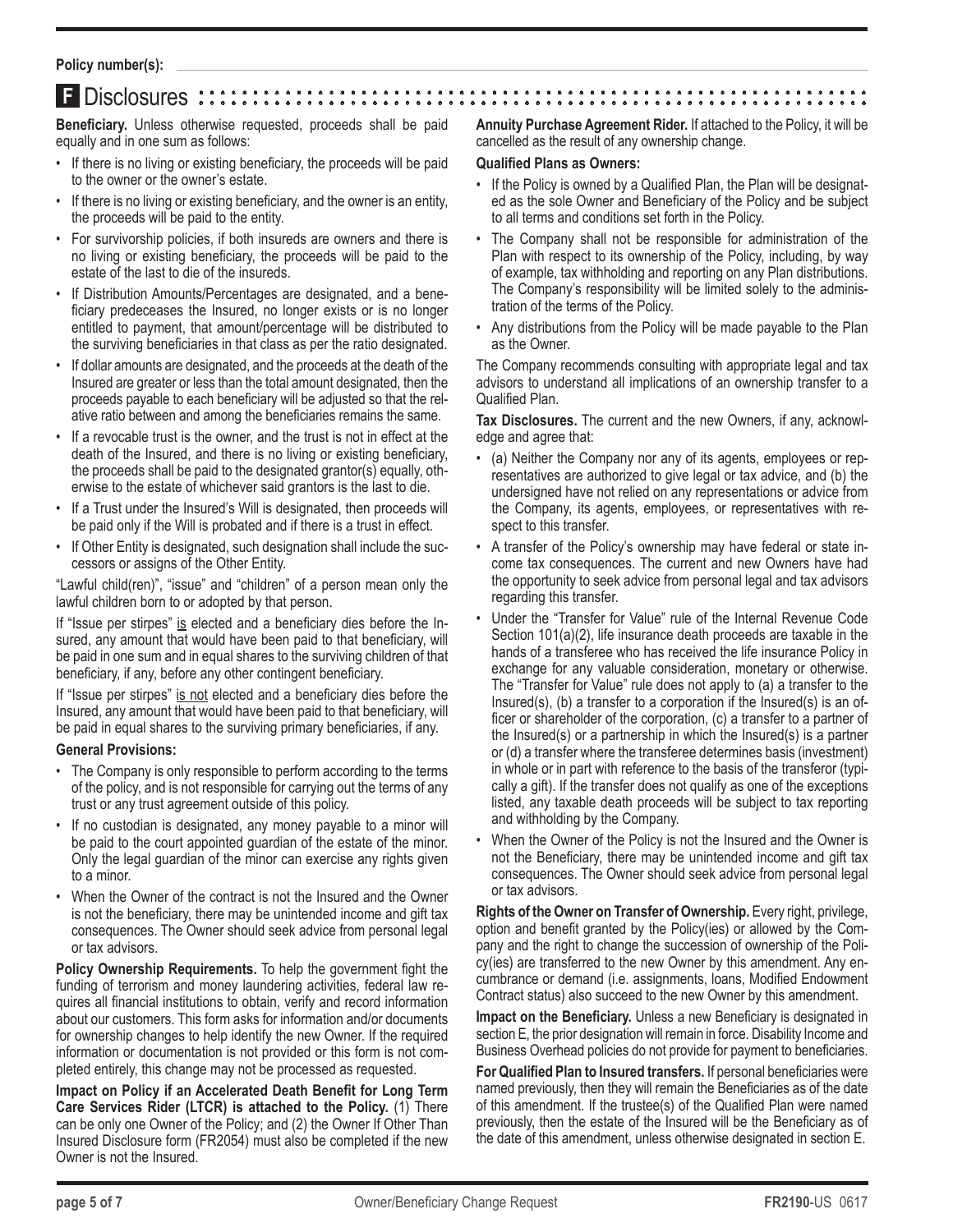Policy number(s):

## F Disclosures

**Beneficiary.** Unless otherwise requested, proceeds shall be paid equally and in one sum as follows:

- If there is no living or existing beneficiary, the proceeds will be paid to the owner or the owner's estate.
- If there is no living or existing beneficiary, and the owner is an entity, the proceeds will be paid to the entity.
- For survivorship policies, if both insureds are owners and there is no living or existing beneficiary, the proceeds will be paid to the estate of the last to die of the insureds.
- If Distribution Amounts/Percentages are designated, and a beneficiary predeceases the Insured, no longer exists or is no longer entitled to payment, that amount/percentage will be distributed to the surviving beneficiaries in that class as per the ratio designated.
- If dollar amounts are designated, and the proceeds at the death of the Insured are greater or less than the total amount designated, then the proceeds payable to each beneficiary will be adjusted so that the relative ratio between and among the beneficiaries remains the same.
- If a revocable trust is the owner, and the trust is not in effect at the death of the Insured, and there is no living or existing beneficiary, the proceeds shall be paid to the designated grantor(s) equally, otherwise to the estate of whichever said grantors is the last to die.
- If a Trust under the Insured's Will is designated, then proceeds will be paid only if the Will is probated and if there is a trust in effect.
- If Other Entity is designated, such designation shall include the successors or assigns of the Other Entity.

"Lawful child(ren)", "issue" and "children" of a person mean only the lawful children born to or adopted by that person.

If "Issue per stirpes" is elected and a beneficiary dies before the Insured, any amount that would have been paid to that beneficiary, will be paid in one sum and in equal shares to the surviving children of that beneficiary, if any, before any other contingent beneficiary.

If "Issue per stirpes" is not elected and a beneficiary dies before the Insured, any amount that would have been paid to that beneficiary, will be paid in equal shares to the surviving primary beneficiaries, if any.

**General Provisions:**

- The Company is only responsible to perform according to the terms of the policy, and is not responsible for carrying out the terms of any trust or any trust agreement outside of this policy.
- If no custodian is designated, any money payable to a minor will be paid to the court appointed guardian of the estate of the minor. Only the legal guardian of the minor can exercise any rights given to a minor.
- When the Owner of the contract is not the Insured and the Owner is not the beneficiary, there may be unintended income and gift tax consequences. The Owner should seek advice from personal legal or tax advisors.

**Policy Ownership Requirements.** To help the government fight the funding of terrorism and money laundering activities, federal law requires all financial institutions to obtain, verify and record information about our customers. This form asks for information and/or documents for ownership changes to help identify the new Owner. If the required information or documentation is not provided or this form is not completed entirely, this change may not be processed as requested.

**Impact on Policy if an Accelerated Death Benefit for Long Term Care Services Rider (LTCR) is attached to the Policy.** (1) There can be only one Owner of the Policy; and (2) the Owner If Other Than Insured Disclosure form (FR2054) must also be completed if the new Owner is not the Insured.

**Annuity Purchase Agreement Rider.** If attached to the Policy, it will be cancelled as the result of any ownership change.

**Qualified Plans as Owners:**

- If the Policy is owned by a Qualified Plan, the Plan will be designated as the sole Owner and Beneficiary of the Policy and be subject to all terms and conditions set forth in the Policy.
- The Company shall not be responsible for administration of the Plan with respect to its ownership of the Policy, including, by way of example, tax withholding and reporting on any Plan distributions. The Company's responsibility will be limited solely to the administration of the terms of the Policy.
- Any distributions from the Policy will be made payable to the Plan as the Owner.

The Company recommends consulting with appropriate legal and tax advisors to understand all implications of an ownership transfer to a Qualified Plan.

**Tax Disclosures.** The current and the new Owners, if any, acknowledge and agree that:

- (a) Neither the Company nor any of its agents, employees or representatives are authorized to give legal or tax advice, and (b) the undersigned have not relied on any representations or advice from the Company, its agents, employees, or representatives with respect to this transfer.
- A transfer of the Policy's ownership may have federal or state income tax consequences. The current and new Owners have had the opportunity to seek advice from personal legal and tax advisors regarding this transfer.
- Under the "Transfer for Value" rule of the Internal Revenue Code Section 101(a)(2), life insurance death proceeds are taxable in the hands of a transferee who has received the life insurance Policy in exchange for any valuable consideration, monetary or otherwise. The "Transfer for Value" rule does not apply to (a) a transfer to the Insured(s), (b) a transfer to a corporation if the Insured(s) is an officer or shareholder of the corporation, (c) a transfer to a partner of the Insured(s) or a partnership in which the Insured(s) is a partner or (d) a transfer where the transferee determines basis (investment) in whole or in part with reference to the basis of the transferor (typically a gift). If the transfer does not qualify as one of the exceptions listed, any taxable death proceeds will be subject to tax reporting and withholding by the Company.
- When the Owner of the Policy is not the Insured and the Owner is not the Beneficiary, there may be unintended income and gift tax consequences. The Owner should seek advice from personal legal or tax advisors.

**Rights of the Owner on Transfer of Ownership.** Every right, privilege, option and benefit granted by the Policy(ies) or allowed by the Company and the right to change the succession of ownership of the Policy(ies) are transferred to the new Owner by this amendment. Any encumbrance or demand (i.e. assignments, loans, Modified Endowment Contract status) also succeed to the new Owner by this amendment.

**Impact on the Beneficiary.** Unless a new Beneficiary is designated in section E, the prior designation will remain in force. Disability Income and Business Overhead policies do not provide for payment to beneficiaries.

**For Qualified Plan to Insured transfers.** If personal beneficiaries were named previously, then they will remain the Beneficiaries as of the date of this amendment. If the trustee(s) of the Qualified Plan were named previously, then the estate of the Insured will be the Beneficiary as of the date of this amendment, unless otherwise designated in section E.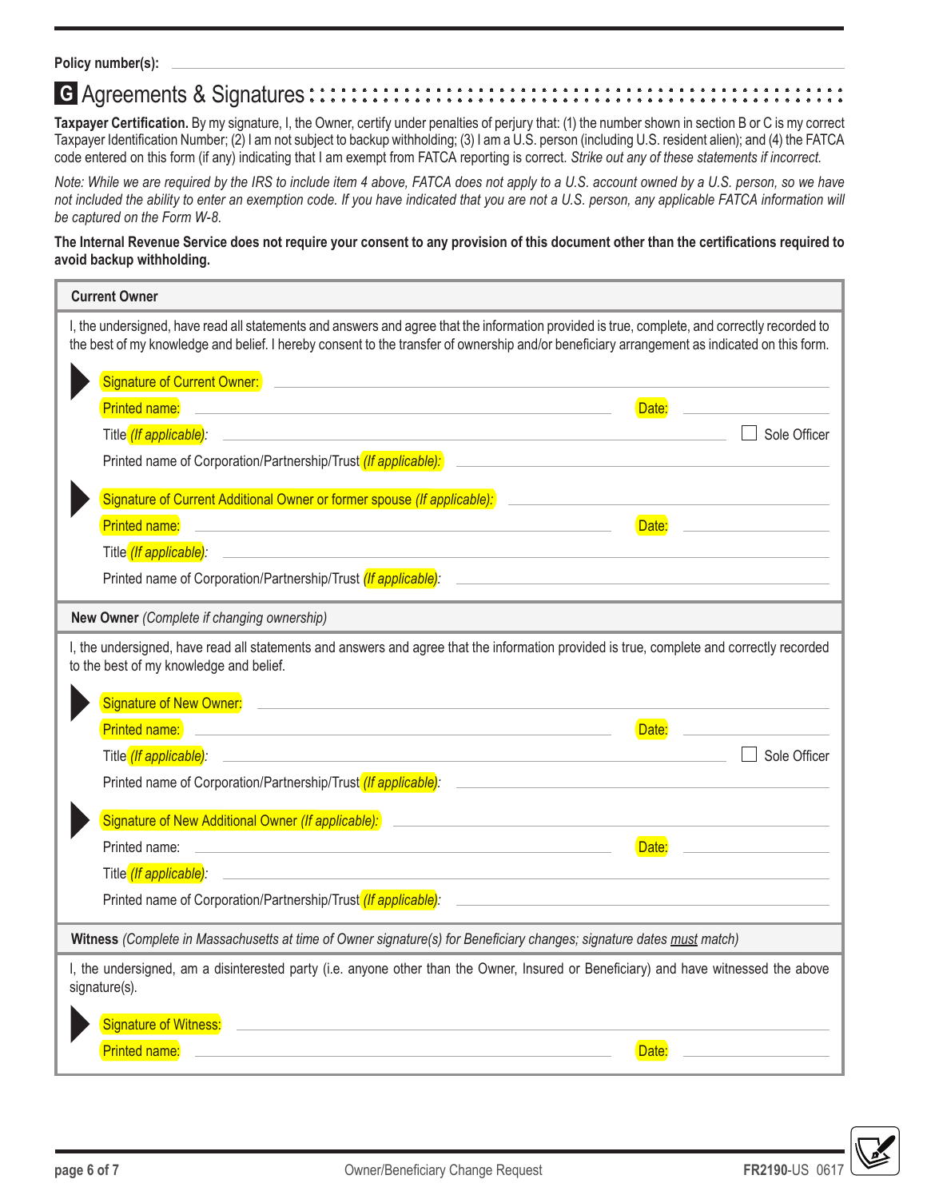Policy number(s): ____________________

## G Agreements & Signatures

**Taxpayer Certification.** By my signature, I, the Owner, certify under penalties of perjury that: (1) the number shown in section B or C is my correct Taxpayer Identification Number; (2) I am not subject to backup withholding; (3) I am a U.S. person (including U.S. resident alien); and (4) the FATCA code entered on this form (if any) indicating that I am exempt from FATCA reporting is correct. *Strike out any of these statements if incorrect.*

*Note: While we are required by the IRS to include item 4 above, FATCA does not apply to a U.S. account owned by a U.S. person, so we have not included the ability to enter an exemption code. If you have indicated that you are not a U.S. person, any applicable FATCA information will be captured on the Form W-8.*

**The Internal Revenue Service does not require your consent to any provision of this document other than the certifications required to avoid backup withholding.**

### Current Owner

I, the undersigned, have read all statements and answers and agree that the information provided is true, complete, and correctly recorded to the best of my knowledge and belief. I hereby consent to the transfer of ownership and/or beneficiary arrangement as indicated on this form.

Signature of Current Owner: ____________________

Printed name: ____________________ Date: ____________________

Title *(If applicable)*: ____________________ ☐ Sole Officer

Printed name of Corporation/Partnership/Trust *(If applicable)*: ____________________

Signature of Current Additional Owner or former spouse *(If applicable)*: ____________________

Printed name: ____________________ Date: ____________________

Title *(If applicable)*: ____________________

Printed name of Corporation/Partnership/Trust *(If applicable)*: ____________________

### New Owner *(Complete if changing ownership)*

I, the undersigned, have read all statements and answers and agree that the information provided is true, complete and correctly recorded to the best of my knowledge and belief.

Signature of New Owner: ____________________

Printed name: ____________________ Date: ____________________

Title *(If applicable)*: ____________________ ☐ Sole Officer

Printed name of Corporation/Partnership/Trust *(If applicable)*: ____________________

Signature of New Additional Owner *(If applicable)*: ____________________

Printed name: ____________________ Date: ____________________

Title *(If applicable)*: ____________________

Printed name of Corporation/Partnership/Trust *(If applicable)*: ____________________

### Witness *(Complete in Massachusetts at time of Owner signature(s) for Beneficiary changes; signature dates must match)*

I, the undersigned, am a disinterested party (i.e. anyone other than the Owner, Insured or Beneficiary) and have witnessed the above signature(s).

Signature of Witness: ____________________

Printed name: ____________________ Date: ____________________

Owner/Beneficiary Change Request

**FR2190**-US 0617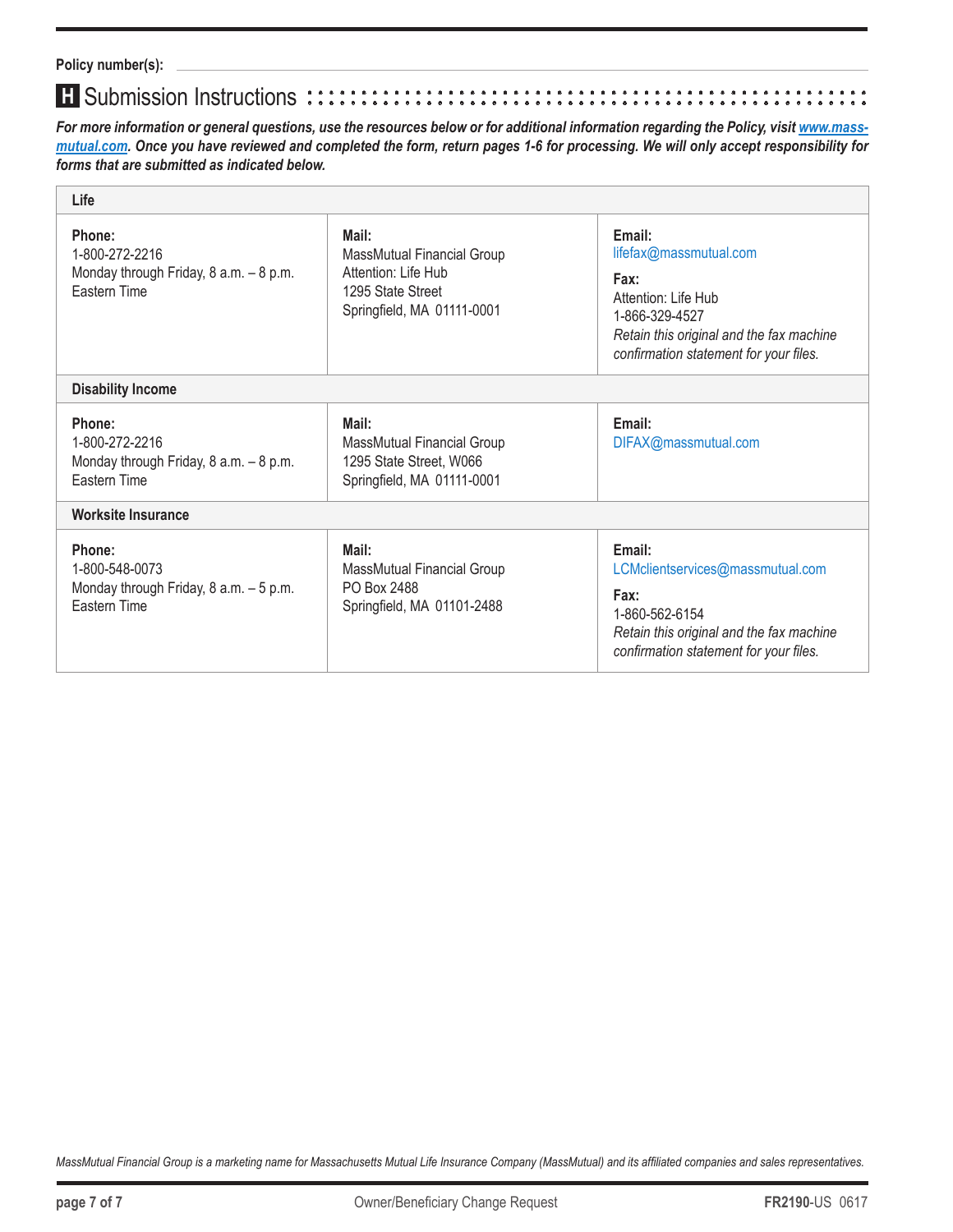Policy number(s): ____________________

## H Submission Instructions

***For more information or general questions, use the resources below or for additional information regarding the Policy, visit [www.massmutual.com](http://www.massmutual.com). Once you have reviewed and completed the form, return pages 1-6 for processing. We will only accept responsibility for forms that are submitted as indicated below.***

| | | |
|---|---|---|
| **Life** | | |
| **Phone:**<br>1-800-272-2216<br>Monday through Friday, 8 a.m. – 8 p.m. Eastern Time | **Mail:**<br>MassMutual Financial Group<br>Attention: Life Hub<br>1295 State Street<br>Springfield, MA 01111-0001 | **Email:**<br>lifefax@massmutual.com<br>**Fax:**<br>Attention: Life Hub<br>1-866-329-4527<br>*Retain this original and the fax machine confirmation statement for your files.* |
| **Disability Income** | | |
| **Phone:**<br>1-800-272-2216<br>Monday through Friday, 8 a.m. – 8 p.m. Eastern Time | **Mail:**<br>MassMutual Financial Group<br>1295 State Street, W066<br>Springfield, MA 01111-0001 | **Email:**<br>DIFAX@massmutual.com |
| **Worksite Insurance** | | |
| **Phone:**<br>1-800-548-0073<br>Monday through Friday, 8 a.m. – 5 p.m. Eastern Time | **Mail:**<br>MassMutual Financial Group<br>PO Box 2488<br>Springfield, MA 01101-2488 | **Email:**<br>LCMclientservices@massmutual.com<br>**Fax:**<br>1-860-562-6154<br>*Retain this original and the fax machine confirmation statement for your files.* |

*MassMutual Financial Group is a marketing name for Massachusetts Mutual Life Insurance Company (MassMutual) and its affiliated companies and sales representatives.*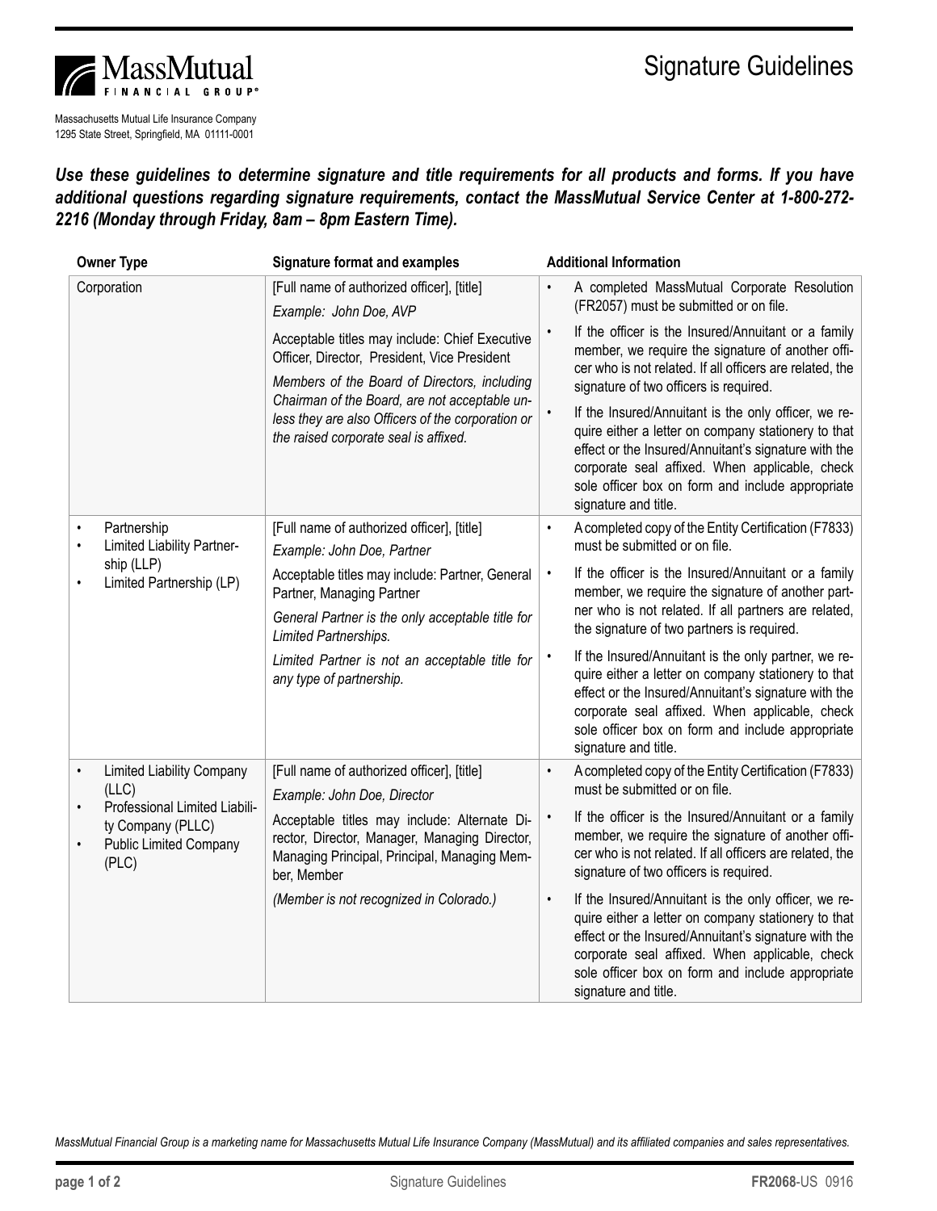MassMutual FINANCIAL GROUP®

Massachusetts Mutual Life Insurance Company
1295 State Street, Springfield, MA 01111-0001

# Signature Guidelines

***Use these guidelines to determine signature and title requirements for all products and forms. If you have additional questions regarding signature requirements, contact the MassMutual Service Center at 1-800-272-2216 (Monday through Friday, 8am – 8pm Eastern Time).***

| Owner Type | Signature format and examples | Additional Information |
|---|---|---|
| Corporation | [Full name of authorized officer], [title]<br>*Example: John Doe, AVP*<br><br>Acceptable titles may include: Chief Executive Officer, Director, President, Vice President<br><br>*Members of the Board of Directors, including Chairman of the Board, are not acceptable unless they are also Officers of the corporation or the raised corporate seal is affixed.* | • A completed MassMutual Corporate Resolution (FR2057) must be submitted or on file.<br>• If the officer is the Insured/Annuitant or a family member, we require the signature of another officer who is not related. If all officers are related, the signature of two officers is required.<br>• If the Insured/Annuitant is the only officer, we require either a letter on company stationery to that effect or the Insured/Annuitant's signature with the corporate seal affixed. When applicable, check sole officer box on form and include appropriate signature and title. |
| • Partnership<br>• Limited Liability Partnership (LLP)<br>• Limited Partnership (LP) | [Full name of authorized officer], [title]<br>*Example: John Doe, Partner*<br><br>Acceptable titles may include: Partner, General Partner, Managing Partner<br><br>*General Partner is the only acceptable title for Limited Partnerships.*<br><br>*Limited Partner is not an acceptable title for any type of partnership.* | • A completed copy of the Entity Certification (F7833) must be submitted or on file.<br>• If the officer is the Insured/Annuitant or a family member, we require the signature of another partner who is not related. If all partners are related, the signature of two partners is required.<br>• If the Insured/Annuitant is the only partner, we require either a letter on company stationery to that effect or the Insured/Annuitant's signature with the corporate seal affixed. When applicable, check sole officer box on form and include appropriate signature and title. |
| • Limited Liability Company (LLC)<br>• Professional Limited Liability Company (PLLC)<br>• Public Limited Company (PLC) | [Full name of authorized officer], [title]<br>*Example: John Doe, Director*<br><br>Acceptable titles may include: Alternate Director, Director, Manager, Managing Director, Managing Principal, Principal, Managing Member, Member<br><br>*(Member is not recognized in Colorado.)* | • A completed copy of the Entity Certification (F7833) must be submitted or on file.<br>• If the officer is the Insured/Annuitant or a family member, we require the signature of another officer who is not related. If all officers are related, the signature of two officers is required.<br>• If the Insured/Annuitant is the only officer, we require either a letter on company stationery to that effect or the Insured/Annuitant's signature with the corporate seal affixed. When applicable, check sole officer box on form and include appropriate signature and title. |

*MassMutual Financial Group is a marketing name for Massachusetts Mutual Life Insurance Company (MassMutual) and its affiliated companies and sales representatives.*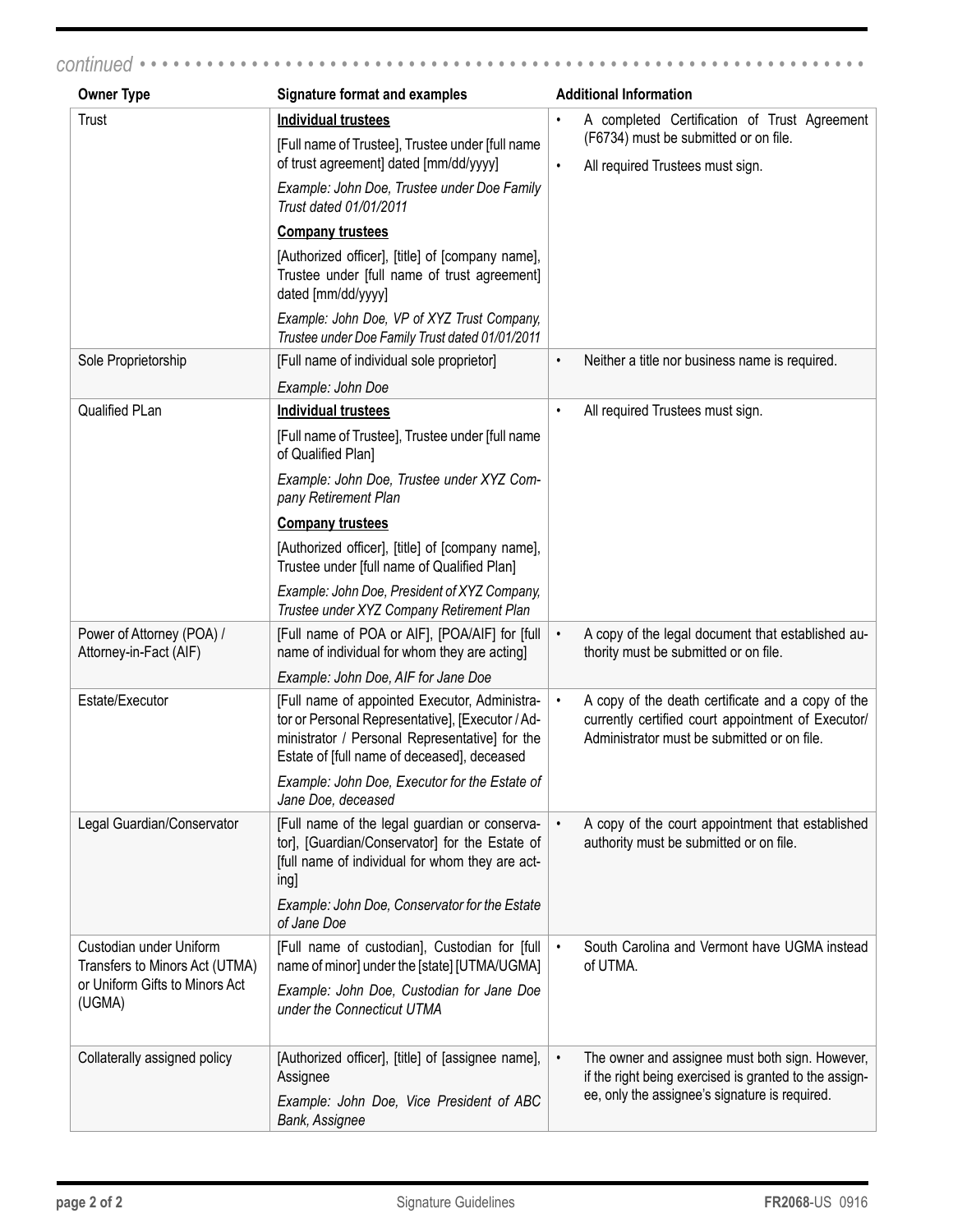*continued*

| Owner Type | Signature format and examples | Additional Information |
|---|---|---|
| Trust | **Individual trustees**<br>[Full name of Trustee], Trustee under [full name of trust agreement] dated [mm/dd/yyyy]<br>*Example: John Doe, Trustee under Doe Family Trust dated 01/01/2011*<br>**Company trustees**<br>[Authorized officer], [title] of [company name], Trustee under [full name of trust agreement] dated [mm/dd/yyyy]<br>*Example: John Doe, VP of XYZ Trust Company, Trustee under Doe Family Trust dated 01/01/2011* | • A completed Certification of Trust Agreement (F6734) must be submitted or on file.<br>• All required Trustees must sign. |
| Sole Proprietorship | [Full name of individual sole proprietor]<br>*Example: John Doe* | • Neither a title nor business name is required. |
| Qualified PLan | **Individual trustees**<br>[Full name of Trustee], Trustee under [full name of Qualified Plan]<br>*Example: John Doe, Trustee under XYZ Company Retirement Plan*<br>**Company trustees**<br>[Authorized officer], [title] of [company name], Trustee under [full name of Qualified Plan]<br>*Example: John Doe, President of XYZ Company, Trustee under XYZ Company Retirement Plan* | • All required Trustees must sign. |
| Power of Attorney (POA) / Attorney-in-Fact (AIF) | [Full name of POA or AIF], [POA/AIF] for [full name of individual for whom they are acting]<br>*Example: John Doe, AIF for Jane Doe* | • A copy of the legal document that established authority must be submitted or on file. |
| Estate/Executor | [Full name of appointed Executor, Administrator or Personal Representative], [Executor / Administrator / Personal Representative] for the Estate of [full name of deceased], deceased<br>*Example: John Doe, Executor for the Estate of Jane Doe, deceased* | • A copy of the death certificate and a copy of the currently certified court appointment of Executor/ Administrator must be submitted or on file. |
| Legal Guardian/Conservator | [Full name of the legal guardian or conservator], [Guardian/Conservator] for the Estate of [full name of individual for whom they are acting]<br>*Example: John Doe, Conservator for the Estate of Jane Doe* | • A copy of the court appointment that established authority must be submitted or on file. |
| Custodian under Uniform Transfers to Minors Act (UTMA) or Uniform Gifts to Minors Act (UGMA) | [Full name of custodian], Custodian for [full name of minor] under the [state] [UTMA/UGMA]<br>*Example: John Doe, Custodian for Jane Doe under the Connecticut UTMA* | • South Carolina and Vermont have UGMA instead of UTMA. |
| Collaterally assigned policy | [Authorized officer], [title] of [assignee name], Assignee<br>*Example: John Doe, Vice President of ABC Bank, Assignee* | • The owner and assignee must both sign. However, if the right being exercised is granted to the assignee, only the assignee's signature is required. |